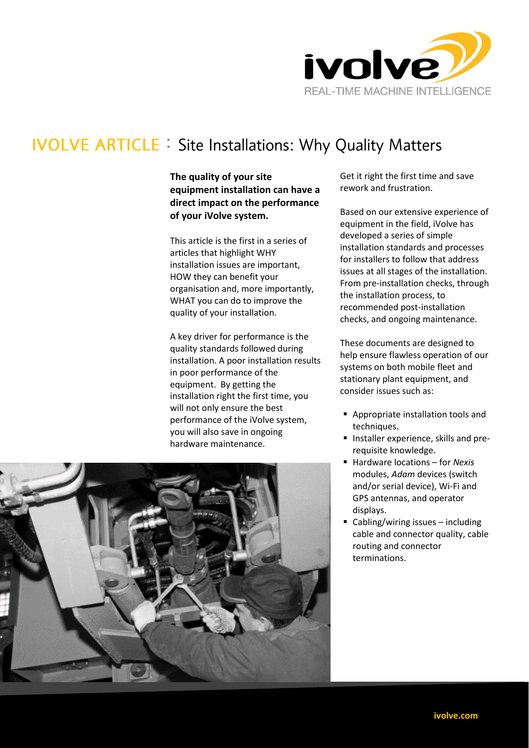# IVOLVE ARTICLE : Site Installations: Why Quality Matters

**The quality of your site equipment installation can have a direct impact on the performance of your iVolve system.**

This article is the first in a series of articles that highlight WHY installation issues are important, HOW they can benefit your organisation and, more importantly, WHAT you can do to improve the quality of your installation.

A key driver for performance is the quality standards followed during installation. A poor installation results in poor performance of the equipment. By getting the installation right the first time, you will not only ensure the best performance of the iVolve system, you will also save in ongoing hardware maintenance.

Get it right the first time and save rework and frustration.

Based on our extensive experience of equipment in the field, iVolve has developed a series of simple installation standards and processes for installers to follow that address issues at all stages of the installation. From pre-installation checks, through the installation process, to recommended post-installation checks, and ongoing maintenance.

These documents are designed to help ensure flawless operation of our systems on both mobile fleet and stationary plant equipment, and consider issues such as:

- Appropriate installation tools and techniques.
- Installer experience, skills and pre-requisite knowledge.
- Hardware locations – for *Nexis* modules, *Adam* devices (switch and/or serial device), Wi-Fi and GPS antennas, and operator displays.
- Cabling/wiring issues – including cable and connector quality, cable routing and connector terminations.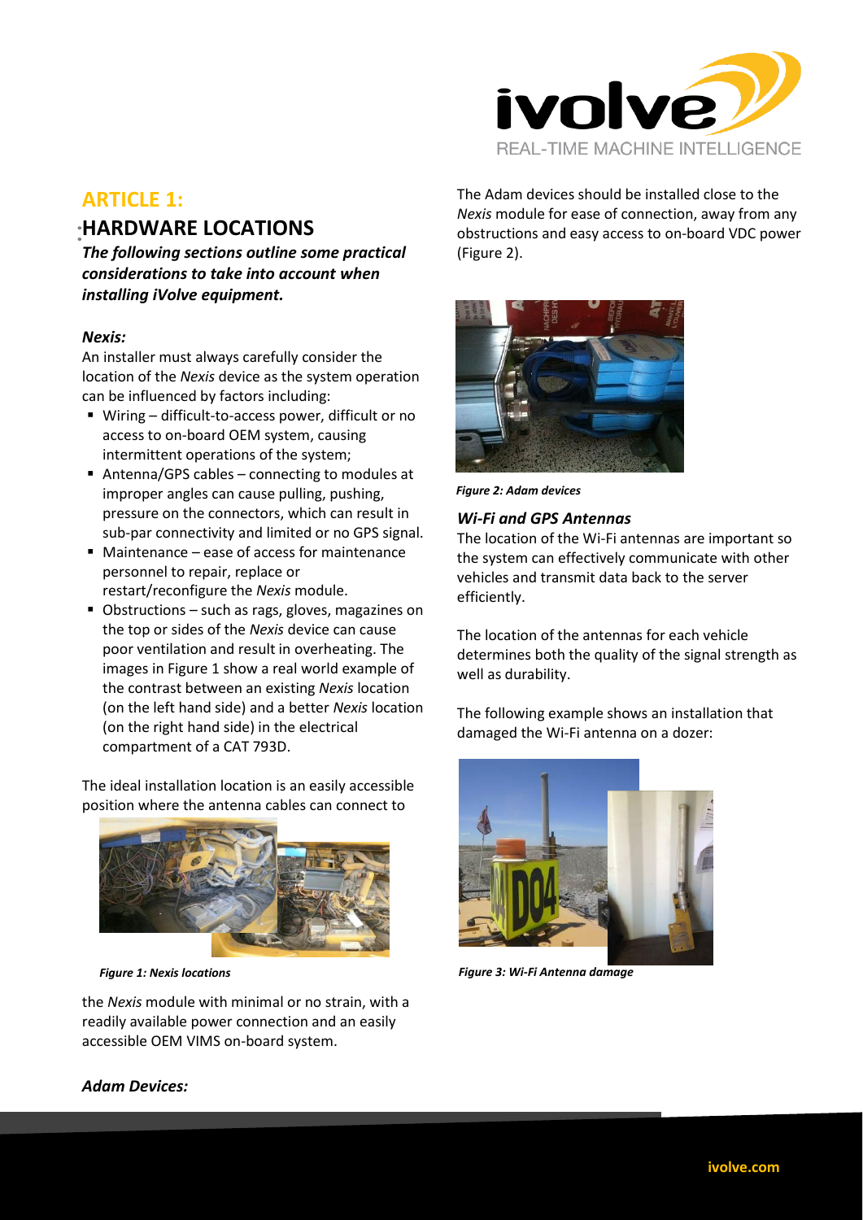## ARTICLE 1:

## HARDWARE LOCATIONS

***The following sections outline some practical considerations to take into account when installing iVolve equipment.***

### *Nexis:*

An installer must always carefully consider the location of the *Nexis* device as the system operation can be influenced by factors including:

- Wiring – difficult-to-access power, difficult or no access to on-board OEM system, causing intermittent operations of the system;
- Antenna/GPS cables – connecting to modules at improper angles can cause pulling, pushing, pressure on the connectors, which can result in sub-par connectivity and limited or no GPS signal.
- Maintenance – ease of access for maintenance personnel to repair, replace or restart/reconfigure the *Nexis* module.
- Obstructions – such as rags, gloves, magazines on the top or sides of the *Nexis* device can cause poor ventilation and result in overheating. The images in Figure 1 show a real world example of the contrast between an existing *Nexis* location (on the left hand side) and a better *Nexis* location (on the right hand side) in the electrical compartment of a CAT 793D.

The ideal installation location is an easily accessible position where the antenna cables can connect to the *Nexis* module with minimal or no strain, with a readily available power connection and an easily accessible OEM VIMS on-board system.

***Figure 1: Nexis locations***

### *Adam Devices:*

The Adam devices should be installed close to the *Nexis* module for ease of connection, away from any obstructions and easy access to on-board VDC power (Figure 2).

***Figure 2: Adam devices***

### *Wi-Fi and GPS Antennas*

The location of the Wi-Fi antennas are important so the system can effectively communicate with other vehicles and transmit data back to the server efficiently.

The location of the antennas for each vehicle determines both the quality of the signal strength as well as durability.

The following example shows an installation that damaged the Wi-Fi antenna on a dozer:

***Figure 3: Wi-Fi Antenna damage***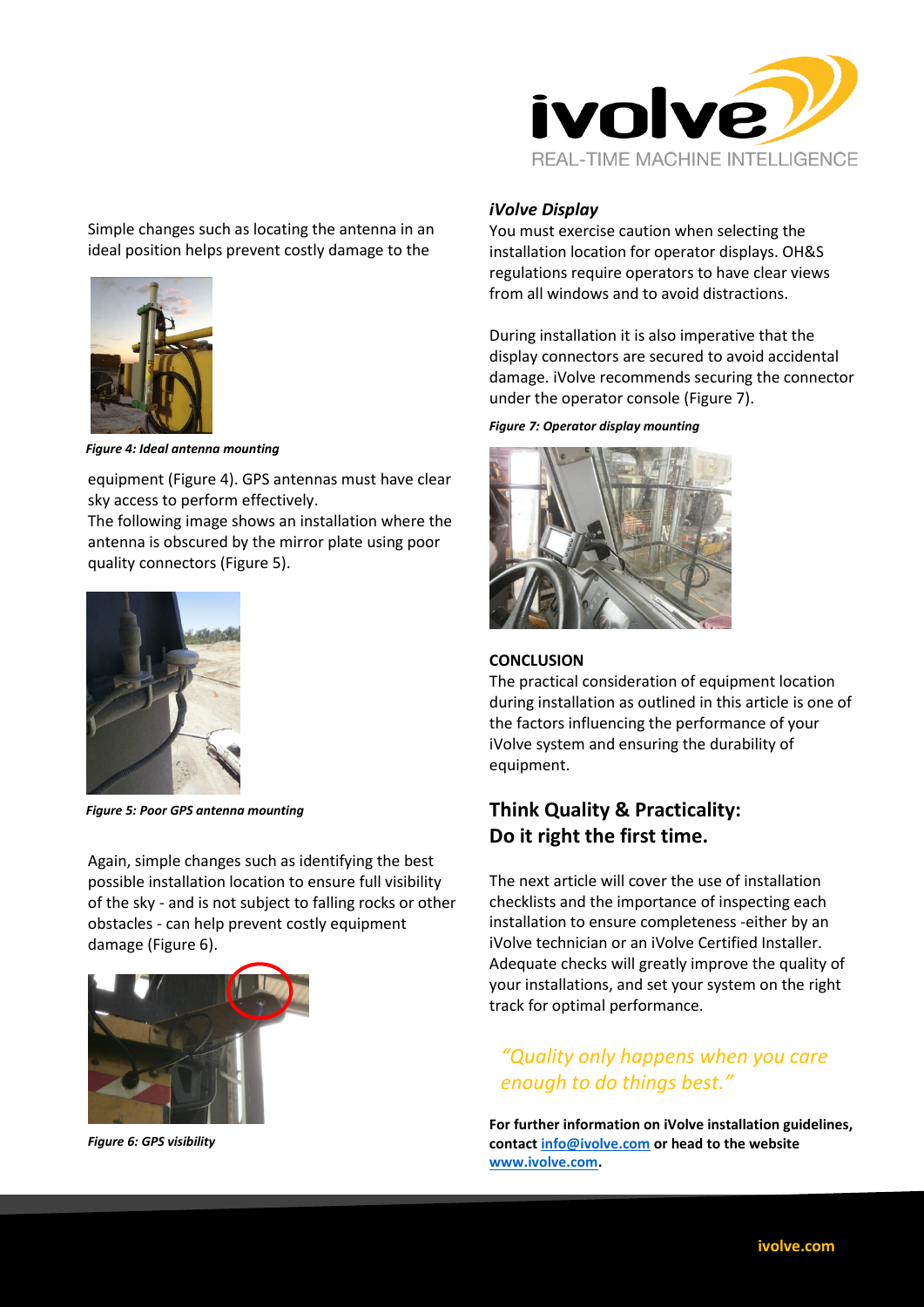Simple changes such as locating the antenna in an ideal position helps prevent costly damage to the equipment (Figure 4). GPS antennas must have clear sky access to perform effectively.

*Figure 4: Ideal antenna mounting*

The following image shows an installation where the antenna is obscured by the mirror plate using poor quality connectors (Figure 5).

*Figure 5: Poor GPS antenna mounting*

Again, simple changes such as identifying the best possible installation location to ensure full visibility of the sky - and is not subject to falling rocks or other obstacles - can help prevent costly equipment damage (Figure 6).

*Figure 6: GPS visibility*

### *iVolve Display*

You must exercise caution when selecting the installation location for operator displays. OH&S regulations require operators to have clear views from all windows and to avoid distractions.

During installation it is also imperative that the display connectors are secured to avoid accidental damage. iVolve recommends securing the connector under the operator console (Figure 7).

*Figure 7: Operator display mounting*

## CONCLUSION

The practical consideration of equipment location during installation as outlined in this article is one of the factors influencing the performance of your iVolve system and ensuring the durability of equipment.

## Think Quality & Practicality: Do it right the first time.

The next article will cover the use of installation checklists and the importance of inspecting each installation to ensure completeness -either by an iVolve technician or an iVolve Certified Installer. Adequate checks will greatly improve the quality of your installations, and set your system on the right track for optimal performance.

*"Quality only happens when you care enough to do things best."*

**For further information on iVolve installation guidelines, contact [info@ivolve.com](mailto:info@ivolve.com) or head to the website [www.ivolve.com](http://www.ivolve.com).**